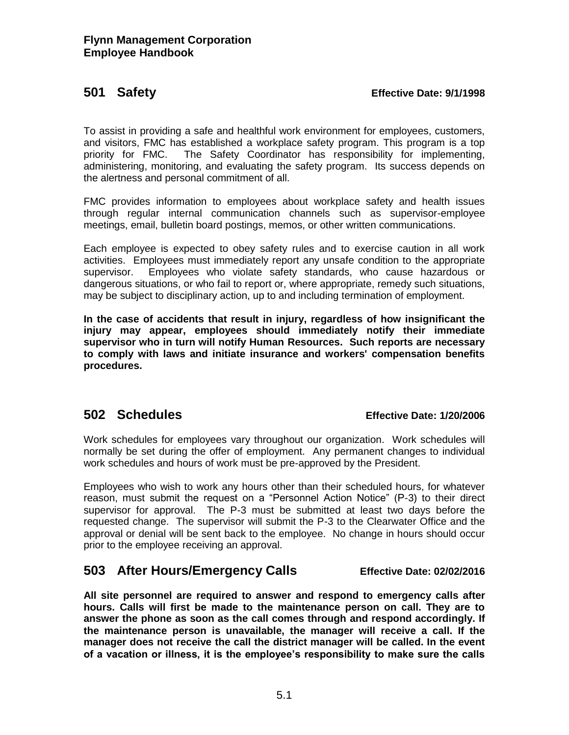**Flynn Management Corporation**
**Employee Handbook**

## 501 Safety

**Effective Date: 9/1/1998**

To assist in providing a safe and healthful work environment for employees, customers, and visitors, FMC has established a workplace safety program. This program is a top priority for FMC. The Safety Coordinator has responsibility for implementing, administering, monitoring, and evaluating the safety program. Its success depends on the alertness and personal commitment of all.

FMC provides information to employees about workplace safety and health issues through regular internal communication channels such as supervisor-employee meetings, email, bulletin board postings, memos, or other written communications.

Each employee is expected to obey safety rules and to exercise caution in all work activities. Employees must immediately report any unsafe condition to the appropriate supervisor. Employees who violate safety standards, who cause hazardous or dangerous situations, or who fail to report or, where appropriate, remedy such situations, may be subject to disciplinary action, up to and including termination of employment.

**In the case of accidents that result in injury, regardless of how insignificant the injury may appear, employees should immediately notify their immediate supervisor who in turn will notify Human Resources. Such reports are necessary to comply with laws and initiate insurance and workers' compensation benefits procedures.**

## 502 Schedules

**Effective Date: 1/20/2006**

Work schedules for employees vary throughout our organization. Work schedules will normally be set during the offer of employment. Any permanent changes to individual work schedules and hours of work must be pre-approved by the President.

Employees who wish to work any hours other than their scheduled hours, for whatever reason, must submit the request on a "Personnel Action Notice" (P-3) to their direct supervisor for approval. The P-3 must be submitted at least two days before the requested change. The supervisor will submit the P-3 to the Clearwater Office and the approval or denial will be sent back to the employee. No change in hours should occur prior to the employee receiving an approval.

## 503 After Hours/Emergency Calls

**Effective Date: 02/02/2016**

**All site personnel are required to answer and respond to emergency calls after hours. Calls will first be made to the maintenance person on call. They are to answer the phone as soon as the call comes through and respond accordingly. If the maintenance person is unavailable, the manager will receive a call. If the manager does not receive the call the district manager will be called. In the event of a vacation or illness, it is the employee's responsibility to make sure the calls**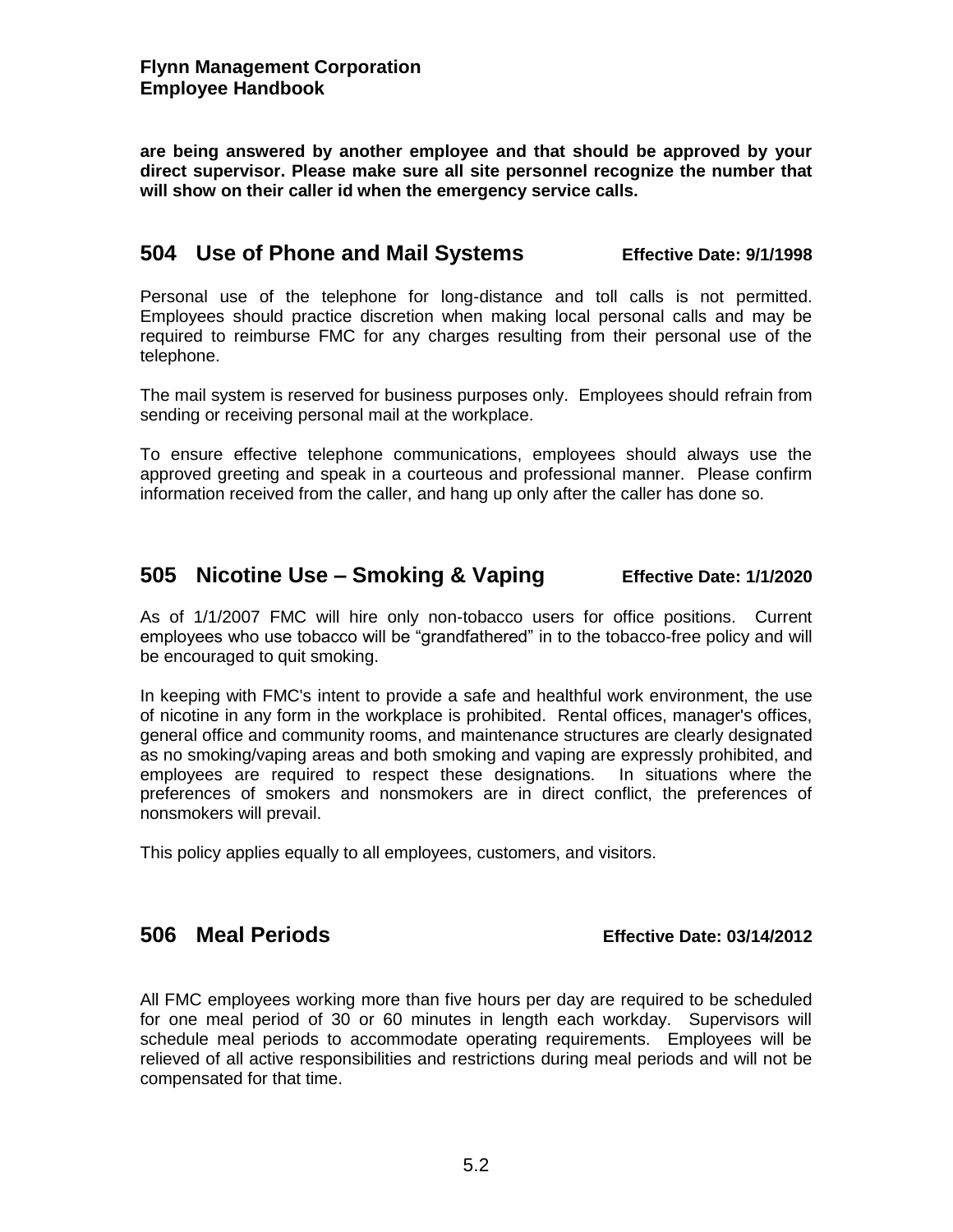**are being answered by another employee and that should be approved by your direct supervisor. Please make sure all site personnel recognize the number that will show on their caller id when the emergency service calls.**

## 504 Use of Phone and Mail Systems — Effective Date: 9/1/1998

Personal use of the telephone for long-distance and toll calls is not permitted. Employees should practice discretion when making local personal calls and may be required to reimburse FMC for any charges resulting from their personal use of the telephone.

The mail system is reserved for business purposes only. Employees should refrain from sending or receiving personal mail at the workplace.

To ensure effective telephone communications, employees should always use the approved greeting and speak in a courteous and professional manner. Please confirm information received from the caller, and hang up only after the caller has done so.

## 505 Nicotine Use – Smoking & Vaping — Effective Date: 1/1/2020

As of 1/1/2007 FMC will hire only non-tobacco users for office positions. Current employees who use tobacco will be "grandfathered" in to the tobacco-free policy and will be encouraged to quit smoking.

In keeping with FMC's intent to provide a safe and healthful work environment, the use of nicotine in any form in the workplace is prohibited. Rental offices, manager's offices, general office and community rooms, and maintenance structures are clearly designated as no smoking/vaping areas and both smoking and vaping are expressly prohibited, and employees are required to respect these designations. In situations where the preferences of smokers and nonsmokers are in direct conflict, the preferences of nonsmokers will prevail.

This policy applies equally to all employees, customers, and visitors.

## 506 Meal Periods — Effective Date: 03/14/2012

All FMC employees working more than five hours per day are required to be scheduled for one meal period of 30 or 60 minutes in length each workday. Supervisors will schedule meal periods to accommodate operating requirements. Employees will be relieved of all active responsibilities and restrictions during meal periods and will not be compensated for that time.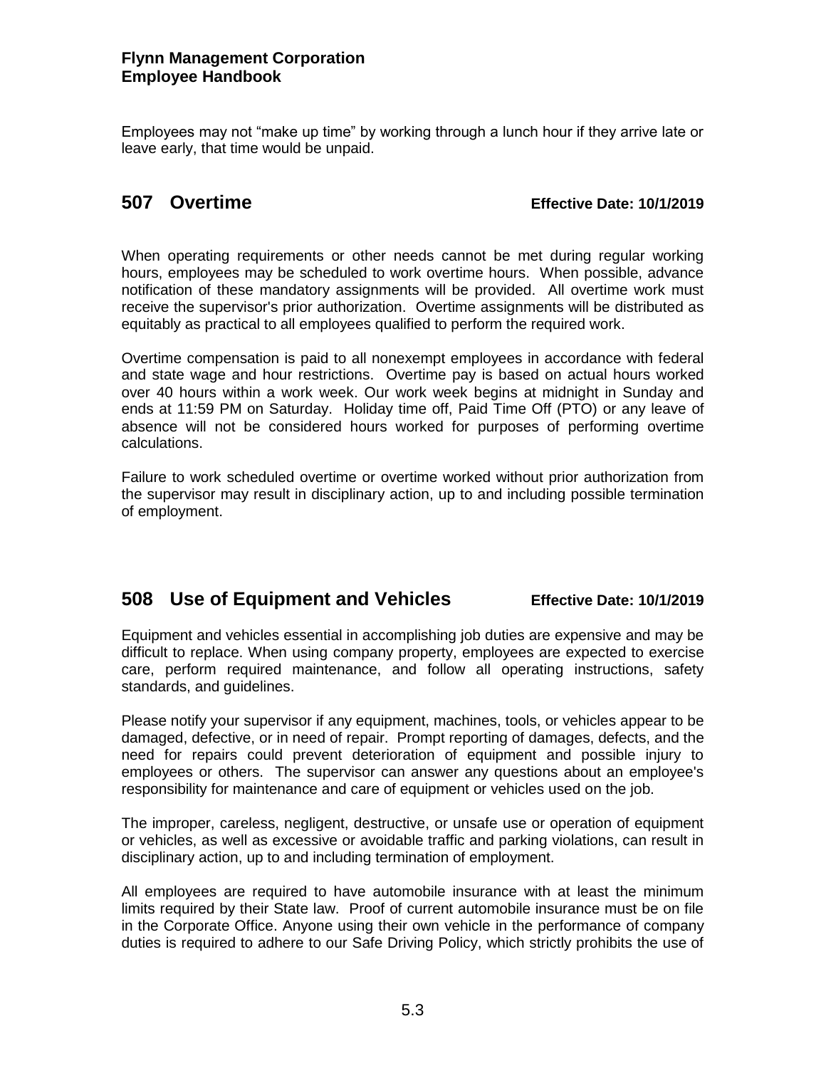Employees may not "make up time" by working through a lunch hour if they arrive late or leave early, that time would be unpaid.

## 507 Overtime

**Effective Date: 10/1/2019**

When operating requirements or other needs cannot be met during regular working hours, employees may be scheduled to work overtime hours. When possible, advance notification of these mandatory assignments will be provided. All overtime work must receive the supervisor's prior authorization. Overtime assignments will be distributed as equitably as practical to all employees qualified to perform the required work.

Overtime compensation is paid to all nonexempt employees in accordance with federal and state wage and hour restrictions. Overtime pay is based on actual hours worked over 40 hours within a work week. Our work week begins at midnight in Sunday and ends at 11:59 PM on Saturday. Holiday time off, Paid Time Off (PTO) or any leave of absence will not be considered hours worked for purposes of performing overtime calculations.

Failure to work scheduled overtime or overtime worked without prior authorization from the supervisor may result in disciplinary action, up to and including possible termination of employment.

## 508 Use of Equipment and Vehicles

**Effective Date: 10/1/2019**

Equipment and vehicles essential in accomplishing job duties are expensive and may be difficult to replace. When using company property, employees are expected to exercise care, perform required maintenance, and follow all operating instructions, safety standards, and guidelines.

Please notify your supervisor if any equipment, machines, tools, or vehicles appear to be damaged, defective, or in need of repair. Prompt reporting of damages, defects, and the need for repairs could prevent deterioration of equipment and possible injury to employees or others. The supervisor can answer any questions about an employee's responsibility for maintenance and care of equipment or vehicles used on the job.

The improper, careless, negligent, destructive, or unsafe use or operation of equipment or vehicles, as well as excessive or avoidable traffic and parking violations, can result in disciplinary action, up to and including termination of employment.

All employees are required to have automobile insurance with at least the minimum limits required by their State law. Proof of current automobile insurance must be on file in the Corporate Office. Anyone using their own vehicle in the performance of company duties is required to adhere to our Safe Driving Policy, which strictly prohibits the use of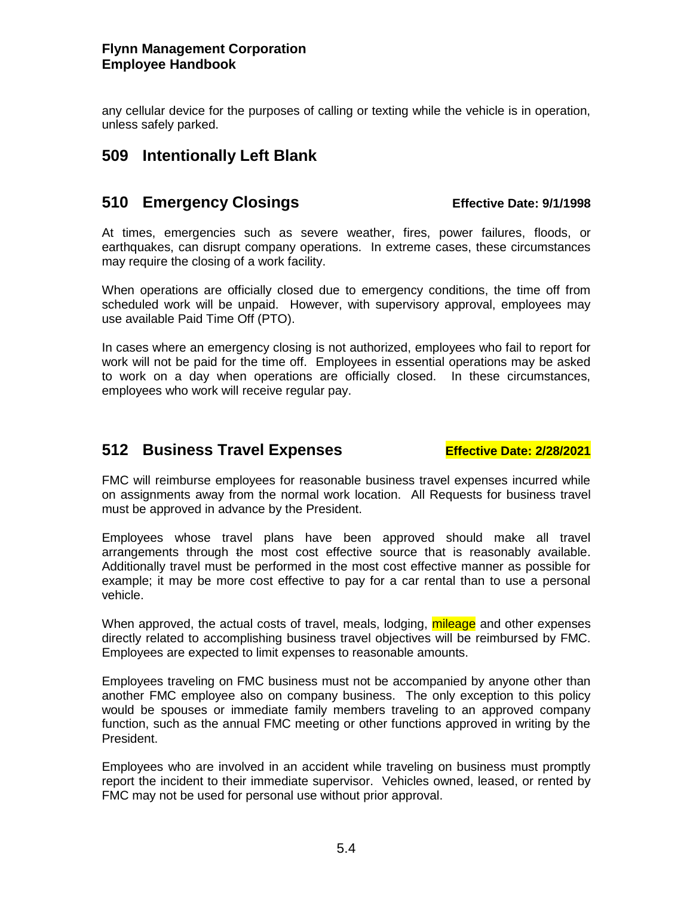any cellular device for the purposes of calling or texting while the vehicle is in operation, unless safely parked.

## 509 Intentionally Left Blank

## 510 Emergency Closings

**Effective Date: 9/1/1998**

At times, emergencies such as severe weather, fires, power failures, floods, or earthquakes, can disrupt company operations. In extreme cases, these circumstances may require the closing of a work facility.

When operations are officially closed due to emergency conditions, the time off from scheduled work will be unpaid. However, with supervisory approval, employees may use available Paid Time Off (PTO).

In cases where an emergency closing is not authorized, employees who fail to report for work will not be paid for the time off. Employees in essential operations may be asked to work on a day when operations are officially closed. In these circumstances, employees who work will receive regular pay.

## 512 Business Travel Expenses

**Effective Date: 2/28/2021**

FMC will reimburse employees for reasonable business travel expenses incurred while on assignments away from the normal work location. All Requests for business travel must be approved in advance by the President.

Employees whose travel plans have been approved should make all travel arrangements through the most cost effective source that is reasonably available. Additionally travel must be performed in the most cost effective manner as possible for example; it may be more cost effective to pay for a car rental than to use a personal vehicle.

When approved, the actual costs of travel, meals, lodging, mileage and other expenses directly related to accomplishing business travel objectives will be reimbursed by FMC. Employees are expected to limit expenses to reasonable amounts.

Employees traveling on FMC business must not be accompanied by anyone other than another FMC employee also on company business. The only exception to this policy would be spouses or immediate family members traveling to an approved company function, such as the annual FMC meeting or other functions approved in writing by the President.

Employees who are involved in an accident while traveling on business must promptly report the incident to their immediate supervisor. Vehicles owned, leased, or rented by FMC may not be used for personal use without prior approval.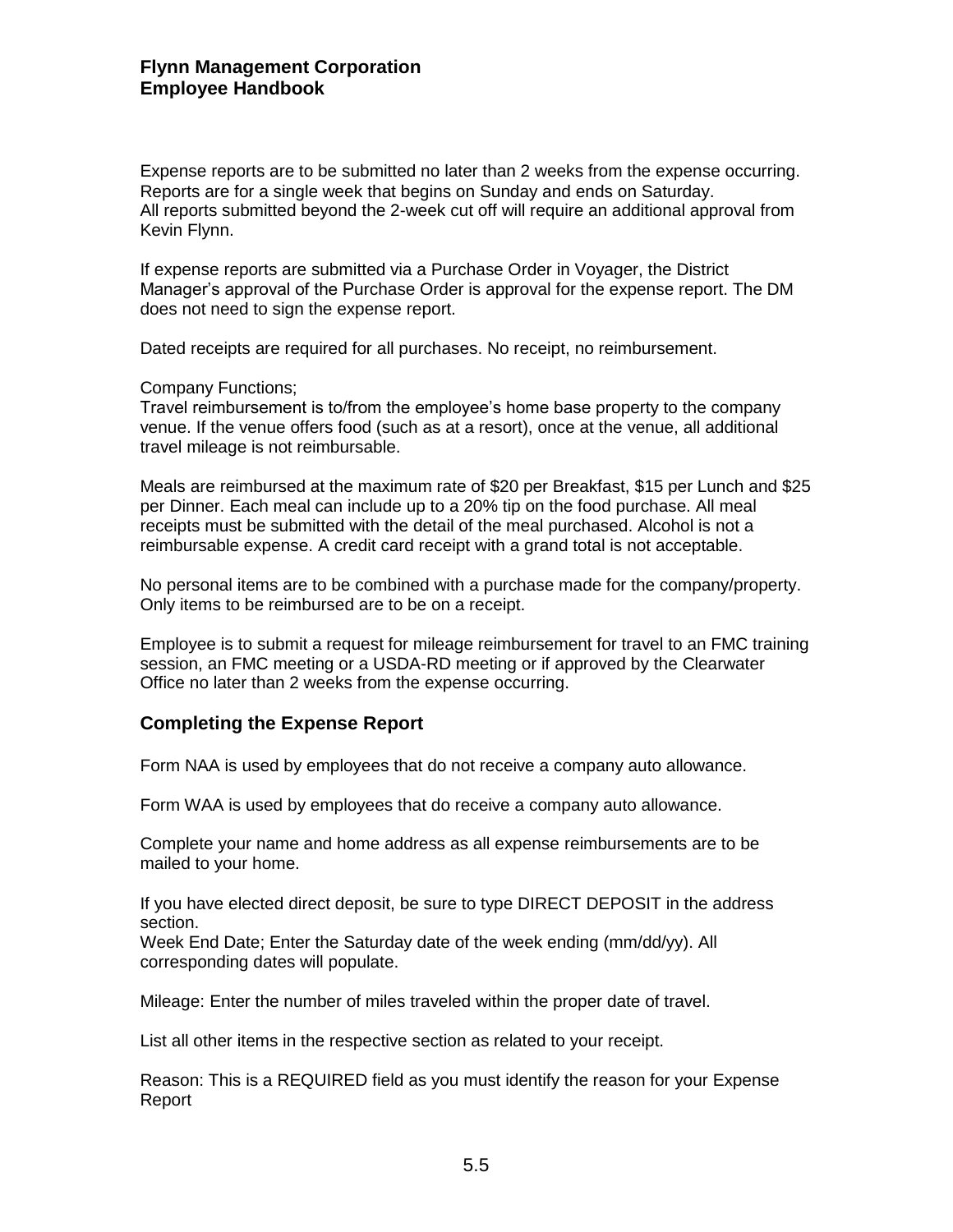Expense reports are to be submitted no later than 2 weeks from the expense occurring. Reports are for a single week that begins on Sunday and ends on Saturday.
All reports submitted beyond the 2-week cut off will require an additional approval from Kevin Flynn.

If expense reports are submitted via a Purchase Order in Voyager, the District Manager's approval of the Purchase Order is approval for the expense report. The DM does not need to sign the expense report.

Dated receipts are required for all purchases. No receipt, no reimbursement.

Company Functions;
Travel reimbursement is to/from the employee's home base property to the company venue. If the venue offers food (such as at a resort), once at the venue, all additional travel mileage is not reimbursable.

Meals are reimbursed at the maximum rate of $20 per Breakfast, $15 per Lunch and $25 per Dinner. Each meal can include up to a 20% tip on the food purchase. All meal receipts must be submitted with the detail of the meal purchased. Alcohol is not a reimbursable expense. A credit card receipt with a grand total is not acceptable.

No personal items are to be combined with a purchase made for the company/property. Only items to be reimbursed are to be on a receipt.

Employee is to submit a request for mileage reimbursement for travel to an FMC training session, an FMC meeting or a USDA-RD meeting or if approved by the Clearwater Office no later than 2 weeks from the expense occurring.

## Completing the Expense Report

Form NAA is used by employees that do not receive a company auto allowance.

Form WAA is used by employees that do receive a company auto allowance.

Complete your name and home address as all expense reimbursements are to be mailed to your home.

If you have elected direct deposit, be sure to type DIRECT DEPOSIT in the address section.
Week End Date; Enter the Saturday date of the week ending (mm/dd/yy). All corresponding dates will populate.

Mileage: Enter the number of miles traveled within the proper date of travel.

List all other items in the respective section as related to your receipt.

Reason: This is a REQUIRED field as you must identify the reason for your Expense Report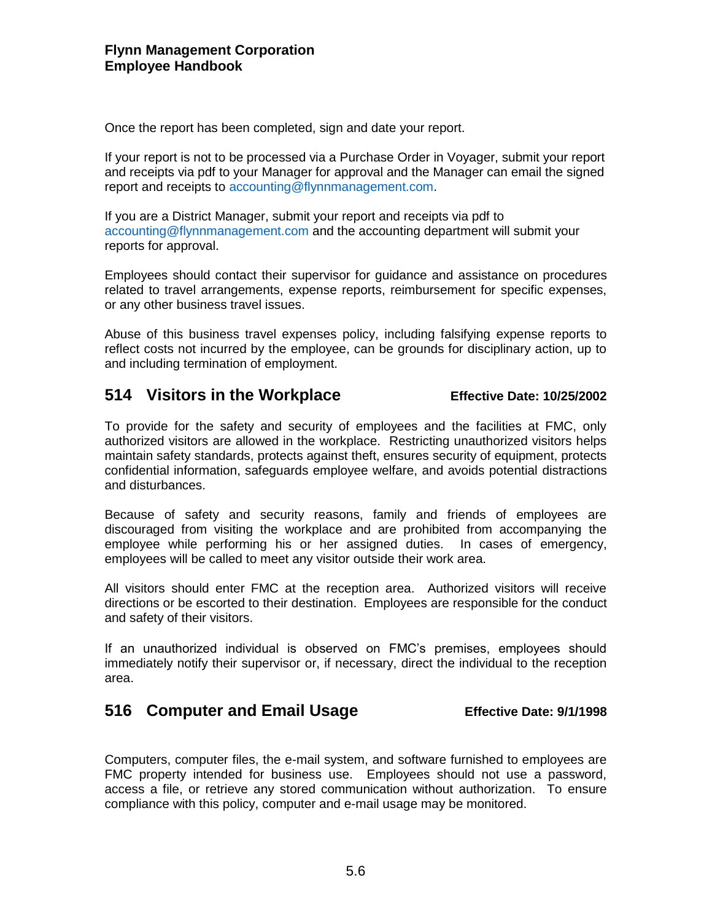Once the report has been completed, sign and date your report.

If your report is not to be processed via a Purchase Order in Voyager, submit your report and receipts via pdf to your Manager for approval and the Manager can email the signed report and receipts to accounting@flynnmanagement.com.

If you are a District Manager, submit your report and receipts via pdf to accounting@flynnmanagement.com and the accounting department will submit your reports for approval.

Employees should contact their supervisor for guidance and assistance on procedures related to travel arrangements, expense reports, reimbursement for specific expenses, or any other business travel issues.

Abuse of this business travel expenses policy, including falsifying expense reports to reflect costs not incurred by the employee, can be grounds for disciplinary action, up to and including termination of employment.

## 514 Visitors in the Workplace

**Effective Date: 10/25/2002**

To provide for the safety and security of employees and the facilities at FMC, only authorized visitors are allowed in the workplace. Restricting unauthorized visitors helps maintain safety standards, protects against theft, ensures security of equipment, protects confidential information, safeguards employee welfare, and avoids potential distractions and disturbances.

Because of safety and security reasons, family and friends of employees are discouraged from visiting the workplace and are prohibited from accompanying the employee while performing his or her assigned duties. In cases of emergency, employees will be called to meet any visitor outside their work area.

All visitors should enter FMC at the reception area. Authorized visitors will receive directions or be escorted to their destination. Employees are responsible for the conduct and safety of their visitors.

If an unauthorized individual is observed on FMC's premises, employees should immediately notify their supervisor or, if necessary, direct the individual to the reception area.

## 516 Computer and Email Usage

**Effective Date: 9/1/1998**

Computers, computer files, the e-mail system, and software furnished to employees are FMC property intended for business use. Employees should not use a password, access a file, or retrieve any stored communication without authorization. To ensure compliance with this policy, computer and e-mail usage may be monitored.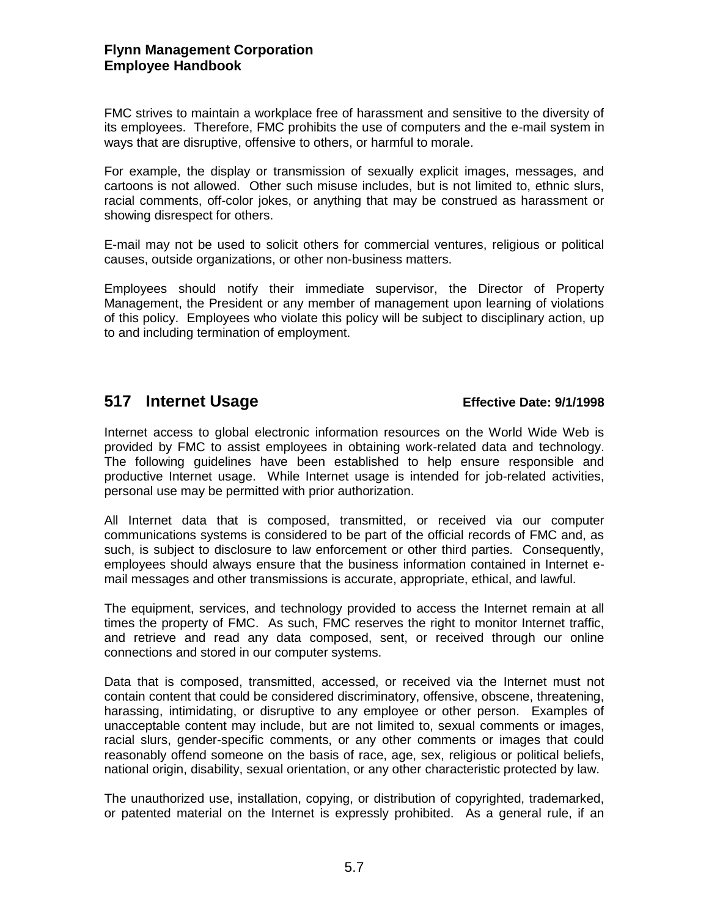FMC strives to maintain a workplace free of harassment and sensitive to the diversity of its employees. Therefore, FMC prohibits the use of computers and the e-mail system in ways that are disruptive, offensive to others, or harmful to morale.

For example, the display or transmission of sexually explicit images, messages, and cartoons is not allowed. Other such misuse includes, but is not limited to, ethnic slurs, racial comments, off-color jokes, or anything that may be construed as harassment or showing disrespect for others.

E-mail may not be used to solicit others for commercial ventures, religious or political causes, outside organizations, or other non-business matters.

Employees should notify their immediate supervisor, the Director of Property Management, the President or any member of management upon learning of violations of this policy. Employees who violate this policy will be subject to disciplinary action, up to and including termination of employment.

## 517 Internet Usage

**Effective Date: 9/1/1998**

Internet access to global electronic information resources on the World Wide Web is provided by FMC to assist employees in obtaining work-related data and technology. The following guidelines have been established to help ensure responsible and productive Internet usage. While Internet usage is intended for job-related activities, personal use may be permitted with prior authorization.

All Internet data that is composed, transmitted, or received via our computer communications systems is considered to be part of the official records of FMC and, as such, is subject to disclosure to law enforcement or other third parties. Consequently, employees should always ensure that the business information contained in Internet e-mail messages and other transmissions is accurate, appropriate, ethical, and lawful.

The equipment, services, and technology provided to access the Internet remain at all times the property of FMC. As such, FMC reserves the right to monitor Internet traffic, and retrieve and read any data composed, sent, or received through our online connections and stored in our computer systems.

Data that is composed, transmitted, accessed, or received via the Internet must not contain content that could be considered discriminatory, offensive, obscene, threatening, harassing, intimidating, or disruptive to any employee or other person. Examples of unacceptable content may include, but are not limited to, sexual comments or images, racial slurs, gender-specific comments, or any other comments or images that could reasonably offend someone on the basis of race, age, sex, religious or political beliefs, national origin, disability, sexual orientation, or any other characteristic protected by law.

The unauthorized use, installation, copying, or distribution of copyrighted, trademarked, or patented material on the Internet is expressly prohibited. As a general rule, if an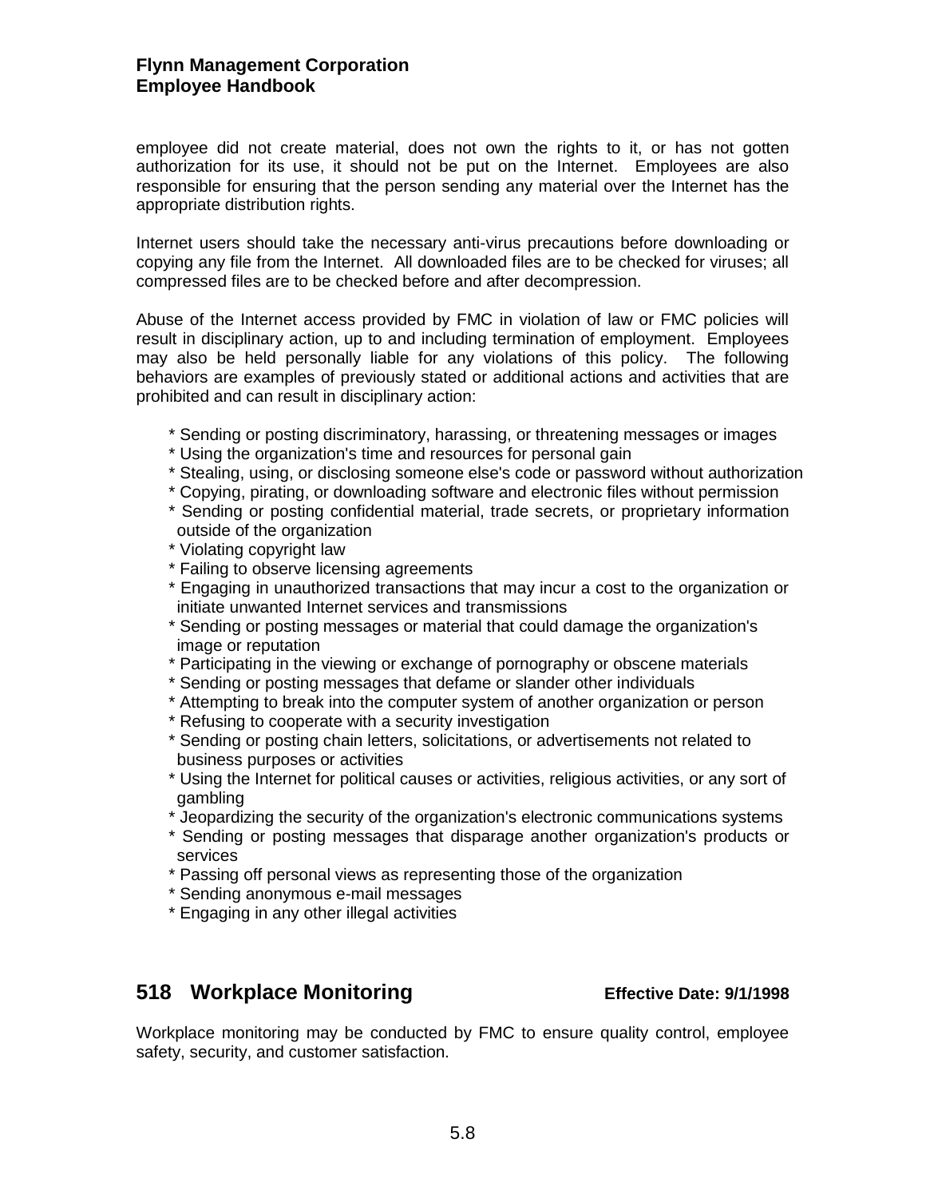employee did not create material, does not own the rights to it, or has not gotten authorization for its use, it should not be put on the Internet. Employees are also responsible for ensuring that the person sending any material over the Internet has the appropriate distribution rights.

Internet users should take the necessary anti-virus precautions before downloading or copying any file from the Internet. All downloaded files are to be checked for viruses; all compressed files are to be checked before and after decompression.

Abuse of the Internet access provided by FMC in violation of law or FMC policies will result in disciplinary action, up to and including termination of employment. Employees may also be held personally liable for any violations of this policy. The following behaviors are examples of previously stated or additional actions and activities that are prohibited and can result in disciplinary action:

* Sending or posting discriminatory, harassing, or threatening messages or images
* Using the organization's time and resources for personal gain
* Stealing, using, or disclosing someone else's code or password without authorization
* Copying, pirating, or downloading software and electronic files without permission
* Sending or posting confidential material, trade secrets, or proprietary information outside of the organization
* Violating copyright law
* Failing to observe licensing agreements
* Engaging in unauthorized transactions that may incur a cost to the organization or initiate unwanted Internet services and transmissions
* Sending or posting messages or material that could damage the organization's image or reputation
* Participating in the viewing or exchange of pornography or obscene materials
* Sending or posting messages that defame or slander other individuals
* Attempting to break into the computer system of another organization or person
* Refusing to cooperate with a security investigation
* Sending or posting chain letters, solicitations, or advertisements not related to business purposes or activities
* Using the Internet for political causes or activities, religious activities, or any sort of gambling
* Jeopardizing the security of the organization's electronic communications systems
* Sending or posting messages that disparage another organization's products or services
* Passing off personal views as representing those of the organization
* Sending anonymous e-mail messages
* Engaging in any other illegal activities

## 518 Workplace Monitoring

**Effective Date: 9/1/1998**

Workplace monitoring may be conducted by FMC to ensure quality control, employee safety, security, and customer satisfaction.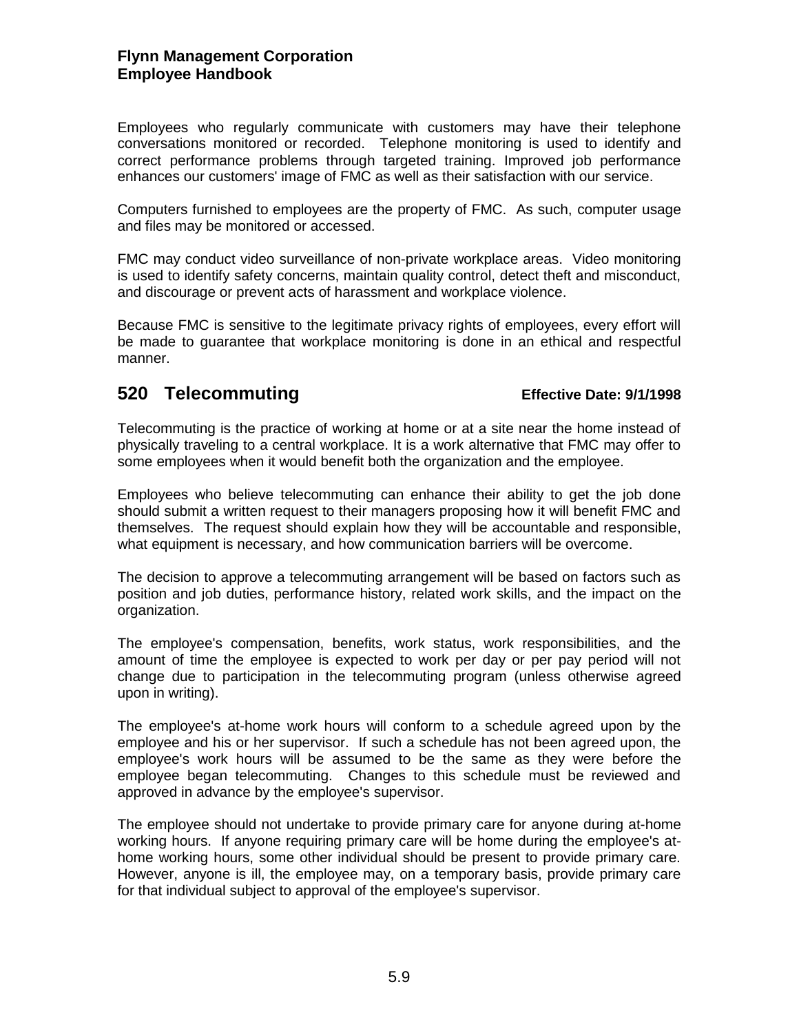Employees who regularly communicate with customers may have their telephone conversations monitored or recorded. Telephone monitoring is used to identify and correct performance problems through targeted training. Improved job performance enhances our customers' image of FMC as well as their satisfaction with our service.

Computers furnished to employees are the property of FMC. As such, computer usage and files may be monitored or accessed.

FMC may conduct video surveillance of non-private workplace areas. Video monitoring is used to identify safety concerns, maintain quality control, detect theft and misconduct, and discourage or prevent acts of harassment and workplace violence.

Because FMC is sensitive to the legitimate privacy rights of employees, every effort will be made to guarantee that workplace monitoring is done in an ethical and respectful manner.

## 520 Telecommuting

**Effective Date: 9/1/1998**

Telecommuting is the practice of working at home or at a site near the home instead of physically traveling to a central workplace. It is a work alternative that FMC may offer to some employees when it would benefit both the organization and the employee.

Employees who believe telecommuting can enhance their ability to get the job done should submit a written request to their managers proposing how it will benefit FMC and themselves. The request should explain how they will be accountable and responsible, what equipment is necessary, and how communication barriers will be overcome.

The decision to approve a telecommuting arrangement will be based on factors such as position and job duties, performance history, related work skills, and the impact on the organization.

The employee's compensation, benefits, work status, work responsibilities, and the amount of time the employee is expected to work per day or per pay period will not change due to participation in the telecommuting program (unless otherwise agreed upon in writing).

The employee's at-home work hours will conform to a schedule agreed upon by the employee and his or her supervisor. If such a schedule has not been agreed upon, the employee's work hours will be assumed to be the same as they were before the employee began telecommuting. Changes to this schedule must be reviewed and approved in advance by the employee's supervisor.

The employee should not undertake to provide primary care for anyone during at-home working hours. If anyone requiring primary care will be home during the employee's at-home working hours, some other individual should be present to provide primary care. However, anyone is ill, the employee may, on a temporary basis, provide primary care for that individual subject to approval of the employee's supervisor.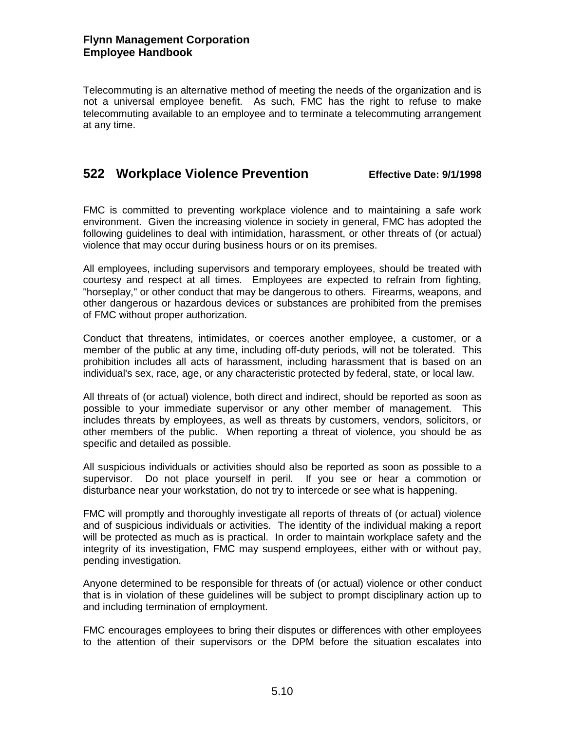Telecommuting is an alternative method of meeting the needs of the organization and is not a universal employee benefit. As such, FMC has the right to refuse to make telecommuting available to an employee and to terminate a telecommuting arrangement at any time.

## 522 Workplace Violence Prevention

**Effective Date: 9/1/1998**

FMC is committed to preventing workplace violence and to maintaining a safe work environment. Given the increasing violence in society in general, FMC has adopted the following guidelines to deal with intimidation, harassment, or other threats of (or actual) violence that may occur during business hours or on its premises.

All employees, including supervisors and temporary employees, should be treated with courtesy and respect at all times. Employees are expected to refrain from fighting, "horseplay," or other conduct that may be dangerous to others. Firearms, weapons, and other dangerous or hazardous devices or substances are prohibited from the premises of FMC without proper authorization.

Conduct that threatens, intimidates, or coerces another employee, a customer, or a member of the public at any time, including off-duty periods, will not be tolerated. This prohibition includes all acts of harassment, including harassment that is based on an individual's sex, race, age, or any characteristic protected by federal, state, or local law.

All threats of (or actual) violence, both direct and indirect, should be reported as soon as possible to your immediate supervisor or any other member of management. This includes threats by employees, as well as threats by customers, vendors, solicitors, or other members of the public. When reporting a threat of violence, you should be as specific and detailed as possible.

All suspicious individuals or activities should also be reported as soon as possible to a supervisor. Do not place yourself in peril. If you see or hear a commotion or disturbance near your workstation, do not try to intercede or see what is happening.

FMC will promptly and thoroughly investigate all reports of threats of (or actual) violence and of suspicious individuals or activities. The identity of the individual making a report will be protected as much as is practical. In order to maintain workplace safety and the integrity of its investigation, FMC may suspend employees, either with or without pay, pending investigation.

Anyone determined to be responsible for threats of (or actual) violence or other conduct that is in violation of these guidelines will be subject to prompt disciplinary action up to and including termination of employment.

FMC encourages employees to bring their disputes or differences with other employees to the attention of their supervisors or the DPM before the situation escalates into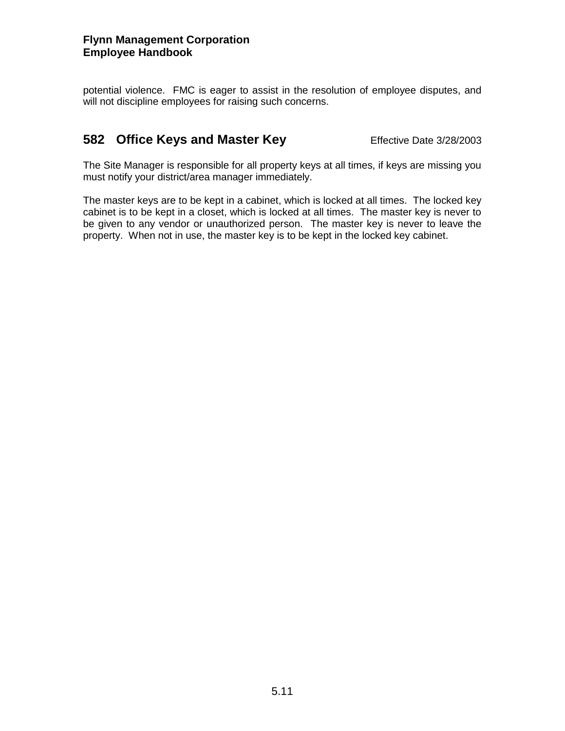potential violence. FMC is eager to assist in the resolution of employee disputes, and will not discipline employees for raising such concerns.

## 582 Office Keys and Master Key

Effective Date 3/28/2003

The Site Manager is responsible for all property keys at all times, if keys are missing you must notify your district/area manager immediately.

The master keys are to be kept in a cabinet, which is locked at all times. The locked key cabinet is to be kept in a closet, which is locked at all times. The master key is never to be given to any vendor or unauthorized person. The master key is never to leave the property. When not in use, the master key is to be kept in the locked key cabinet.